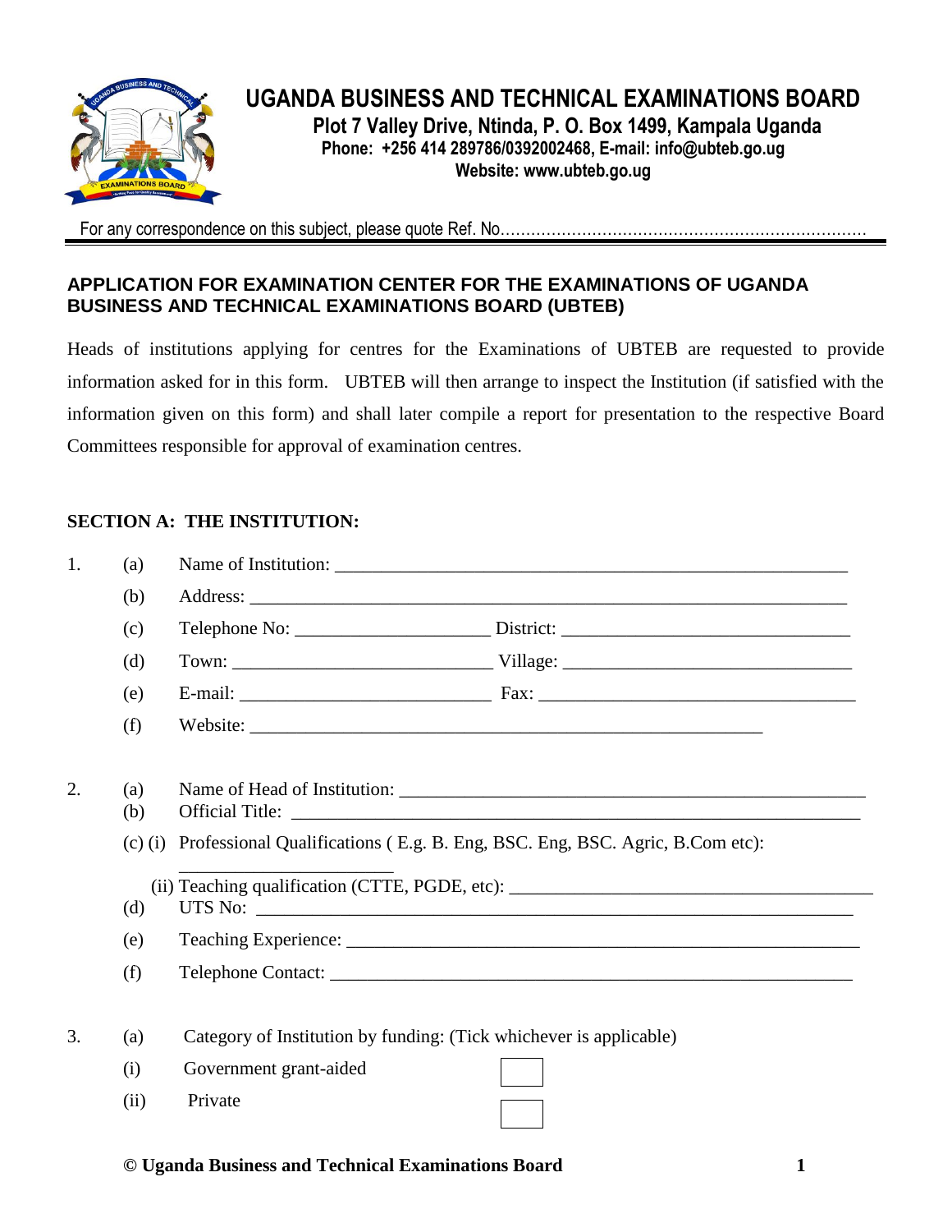# UGANDA BUSINESS AND TECHNICAL EXAMINATIONS BOARD

**Plot 7 Valley Drive, Ntinda, P. O. Box 1499, Kampala Uganda**
**Phone: +256 414 289786/0392002468, E-mail: info@ubteb.go.ug**
**Website: www.ubteb.go.ug**

For any correspondence on this subject, please quote Ref. No……………………………………………………………

## APPLICATION FOR EXAMINATION CENTER FOR THE EXAMINATIONS OF UGANDA BUSINESS AND TECHNICAL EXAMINATIONS BOARD (UBTEB)

Heads of institutions applying for centres for the Examinations of UBTEB are requested to provide information asked for in this form. UBTEB will then arrange to inspect the Institution (if satisfied with the information given on this form) and shall later compile a report for presentation to the respective Board Committees responsible for approval of examination centres.

### SECTION A: THE INSTITUTION:

1. (a) Name of Institution: ________________________________________________________
   (b) Address: ______________________________________________________________
   (c) Telephone No: ____________________ District: ______________________________
   (d) Town: ____________________________ Village: ______________________________
   (e) E-mail: ___________________________ Fax: __________________________________
   (f) Website: _________________________________________________________

2. (a) Name of Head of Institution: ___________________________________________________
   (b) Official Title: ______________________________________________________________
   (c) (i) Professional Qualifications ( E.g. B. Eng, BSC. Eng, BSC. Agric, B.Com etc): ______________________
   (ii) Teaching qualification (CTTE, PGDE, etc): ________________________________________
   (d) UTS No: ___________________________________________________________________
   (e) Teaching Experience: _________________________________________________________
   (f) Telephone Contact: ___________________________________________________________

3. (a) Category of Institution by funding: (Tick whichever is applicable)
   (i) Government grant-aided ☐
   (ii) Private ☐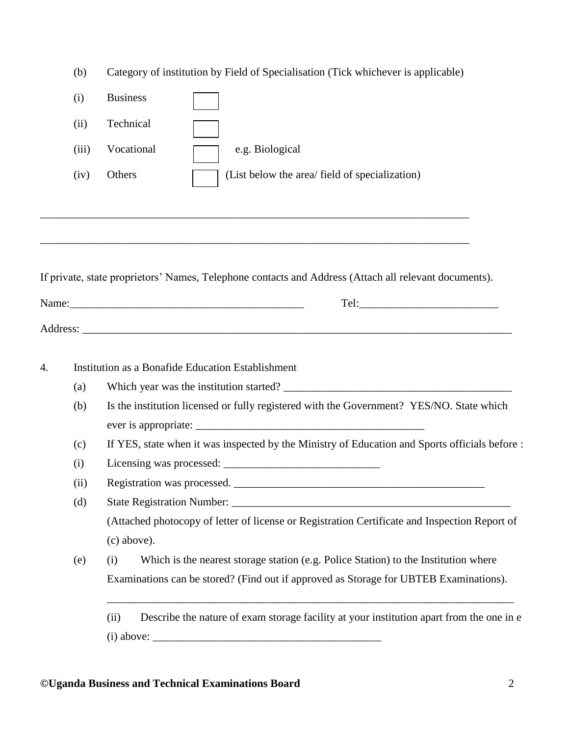(b) Category of institution by Field of Specialisation (Tick whichever is applicable)

(i) Business ☐

(ii) Technical ☐

(iii) Vocational ☐ e.g. Biological

(iv) Others ☐ (List below the area/ field of specialization)

_______________________________________________________________________________

_______________________________________________________________________________

If private, state proprietors' Names, Telephone contacts and Address (Attach all relevant documents).

Name:___________________________________________ Tel:_________________________

Address: ______________________________________________________________________________

4. Institution as a Bonafide Education Establishment

(a) Which year was the institution started? ___________________________________________

(b) Is the institution licensed or fully registered with the Government? YES/NO. State which ever is appropriate: ___________________________________________

(c) If YES, state when it was inspected by the Ministry of Education and Sports officials before :

(i) Licensing was processed: ____________________________

(ii) Registration was processed. _______________________________________________

(d) State Registration Number: ____________________________________________________

(Attached photocopy of letter of license or Registration Certificate and Inspection Report of (c) above).

(e) (i) Which is the nearest storage station (e.g. Police Station) to the Institution where Examinations can be stored? (Find out if approved as Storage for UBTEB Examinations).

_____________________________________________________________________________

(ii) Describe the nature of exam storage facility at your institution apart from the one in e (i) above: __________________________________________

**©Uganda Business and Technical Examinations Board**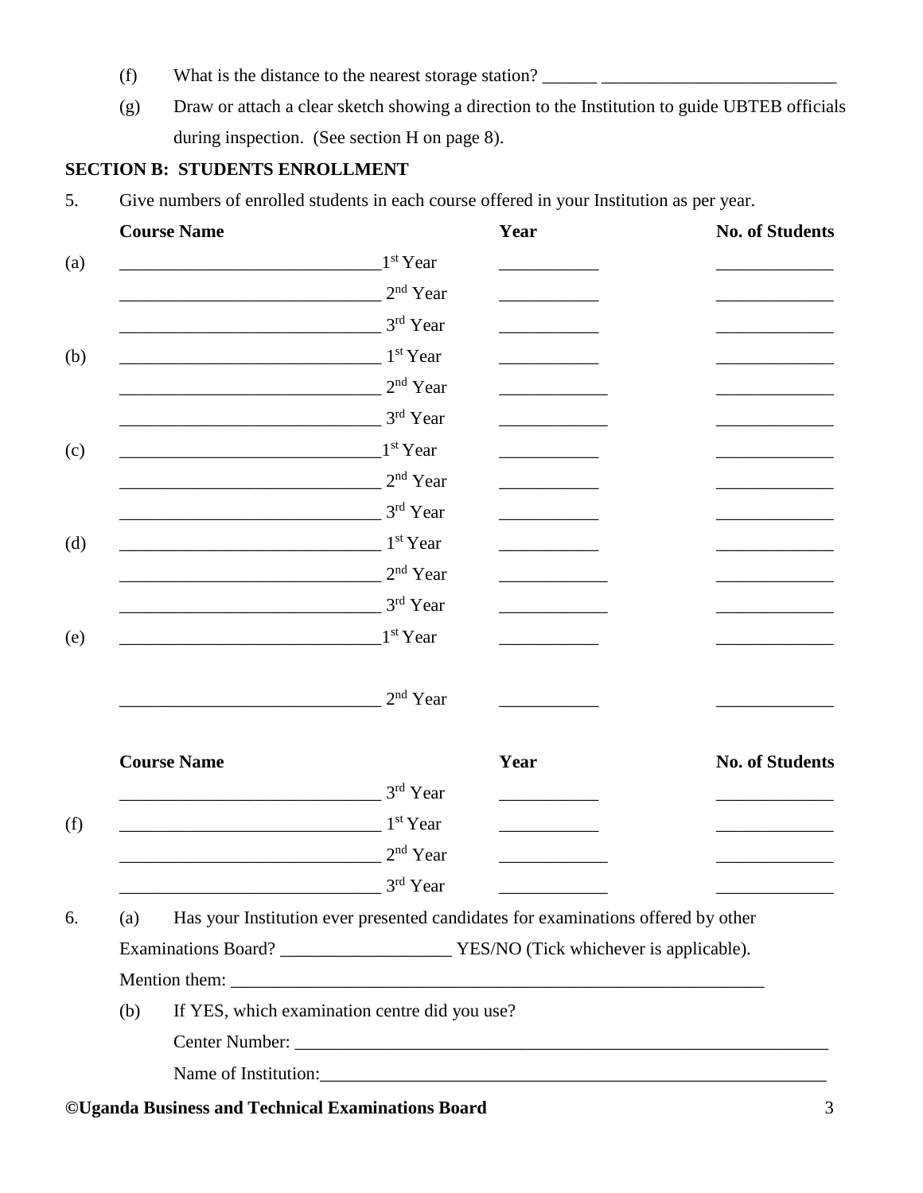(f) What is the distance to the nearest storage station? ______ __________________________

(g) Draw or attach a clear sketch showing a direction to the Institution to guide UBTEB officials during inspection. (See section H on page 8).

**SECTION B: STUDENTS ENROLLMENT**

5. Give numbers of enrolled students in each course offered in your Institution as per year.

| | Course Name | Year | No. of Students |
|---|---|---|---|
| (a) | ______________________________1st Year | ___________ | _____________ |
| | ______________________________ 2nd Year | ___________ | _____________ |
| | ______________________________ 3rd Year | ___________ | _____________ |
| (b) | ______________________________ 1st Year | ___________ | _____________ |
| | ______________________________ 2nd Year | ____________ | _____________ |
| | ______________________________ 3rd Year | ____________ | _____________ |
| (c) | ______________________________1st Year | ___________ | _____________ |
| | ______________________________ 2nd Year | ___________ | _____________ |
| | ______________________________ 3rd Year | ___________ | _____________ |
| (d) | ______________________________ 1st Year | ___________ | _____________ |
| | ______________________________ 2nd Year | ____________ | _____________ |
| | ______________________________ 3rd Year | ____________ | _____________ |
| (e) | ______________________________1st Year | ___________ | _____________ |
| | ______________________________ 2nd Year | ___________ | _____________ |
| | ______________________________ 3rd Year | ___________ | _____________ |
| (f) | ______________________________ 1st Year | ___________ | _____________ |
| | ______________________________ 2nd Year | ____________ | _____________ |
| | ______________________________ 3rd Year | ____________ | _____________ |

6. (a) Has your Institution ever presented candidates for examinations offered by other Examinations Board? ___________________ YES/NO (Tick whichever is applicable).

Mention them: _______________________________________________________________

(b) If YES, which examination centre did you use?

Center Number: ______________________________________________________________

Name of Institution:___________________________________________________________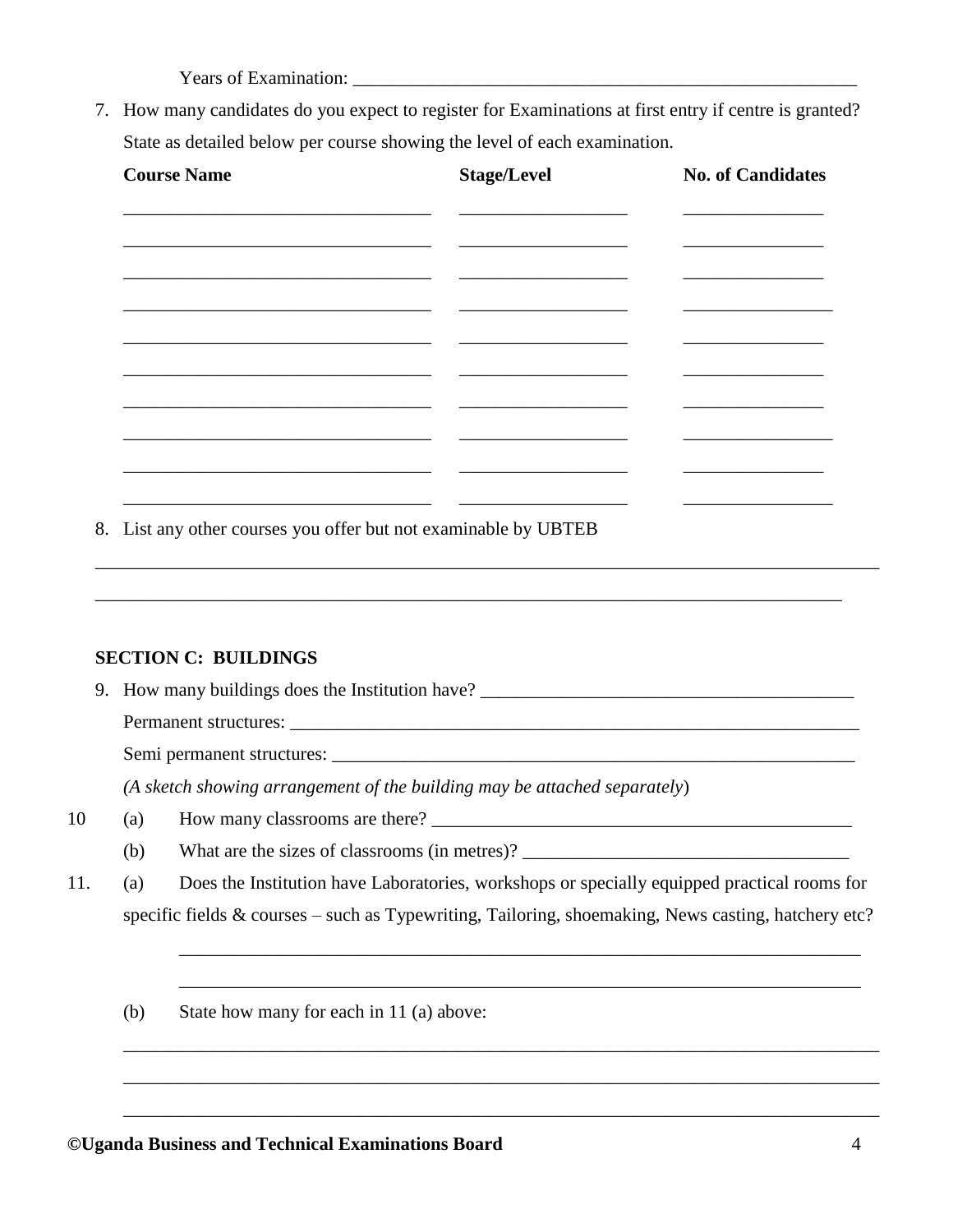Years of Examination: ________________________________________________________

7. How many candidates do you expect to register for Examinations at first entry if centre is granted? State as detailed below per course showing the level of each examination.

| Course Name | Stage/Level | No. of Candidates |
|---|---|---|
| ___________________________________ | ___________________ | ________________ |
| ___________________________________ | ___________________ | ________________ |
| ___________________________________ | ___________________ | ________________ |
| ___________________________________ | ___________________ | ________________ |
| ___________________________________ | ___________________ | ________________ |
| ___________________________________ | ___________________ | ________________ |
| ___________________________________ | ___________________ | ________________ |
| ___________________________________ | ___________________ | ________________ |
| ___________________________________ | ___________________ | ________________ |
| ___________________________________ | ___________________ | ________________ |

8. List any other courses you offer but not examinable by UBTEB

_____________________________________________________________________________________

_____________________________________________________________________________________

**SECTION C: BUILDINGS**

9. How many buildings does the Institution have? ________________________________________

   Permanent structures: _______________________________________________________________

   Semi permanent structures: ___________________________________________________________

   *(A sketch showing arrangement of the building may be attached separately*)

10. (a) How many classrooms are there? _____________________________________________

    (b) What are the sizes of classrooms (in metres)? ____________________________________

11. (a) Does the Institution have Laboratories, workshops or specially equipped practical rooms for specific fields & courses – such as Typewriting, Tailoring, shoemaking, News casting, hatchery etc?

    ___________________________________________________________________________

    ___________________________________________________________________________

    (b) State how many for each in 11 (a) above:

    _____________________________________________________________________________________

    _____________________________________________________________________________________

    _____________________________________________________________________________________

**©Uganda Business and Technical Examinations Board**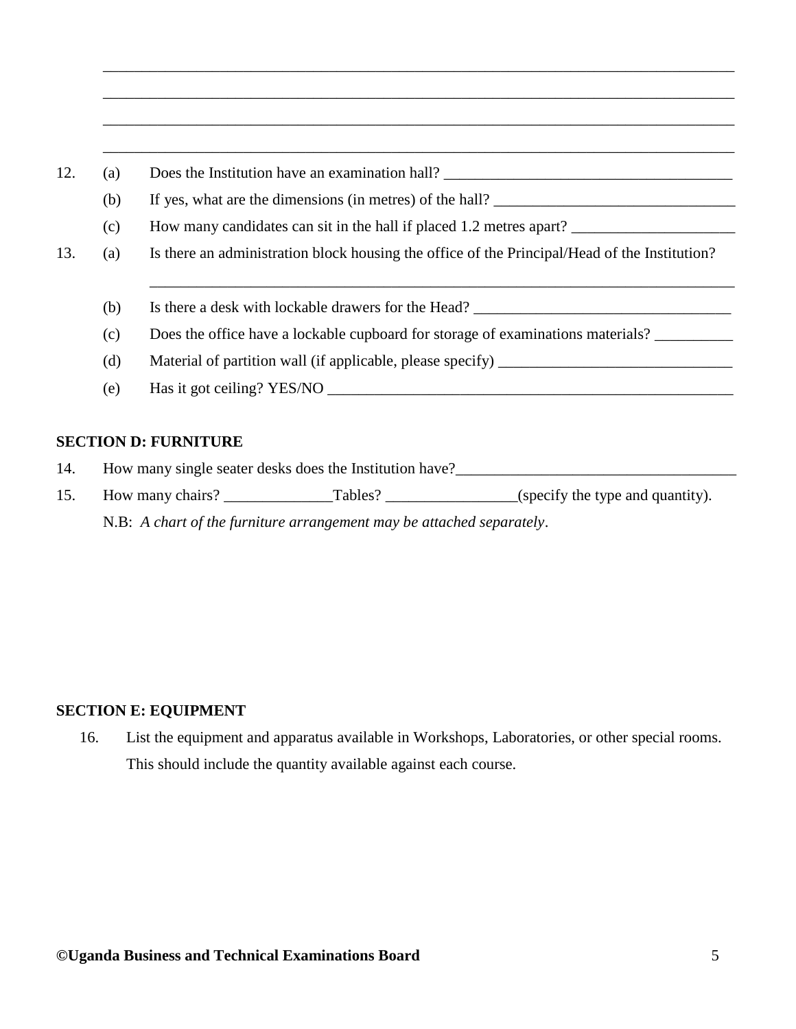\_\_\_\_\_\_\_\_\_\_\_\_\_\_\_\_\_\_\_\_\_\_\_\_\_\_\_\_\_\_\_\_\_\_\_\_\_\_\_\_\_\_\_\_\_\_\_\_\_\_\_\_\_\_\_\_\_\_\_\_\_\_\_\_\_\_\_\_\_\_\_\_\_\_

\_\_\_\_\_\_\_\_\_\_\_\_\_\_\_\_\_\_\_\_\_\_\_\_\_\_\_\_\_\_\_\_\_\_\_\_\_\_\_\_\_\_\_\_\_\_\_\_\_\_\_\_\_\_\_\_\_\_\_\_\_\_\_\_\_\_\_\_\_\_\_\_\_\_

\_\_\_\_\_\_\_\_\_\_\_\_\_\_\_\_\_\_\_\_\_\_\_\_\_\_\_\_\_\_\_\_\_\_\_\_\_\_\_\_\_\_\_\_\_\_\_\_\_\_\_\_\_\_\_\_\_\_\_\_\_\_\_\_\_\_\_\_\_\_\_\_\_\_

\_\_\_\_\_\_\_\_\_\_\_\_\_\_\_\_\_\_\_\_\_\_\_\_\_\_\_\_\_\_\_\_\_\_\_\_\_\_\_\_\_\_\_\_\_\_\_\_\_\_\_\_\_\_\_\_\_\_\_\_\_\_\_\_\_\_\_\_\_\_\_\_\_\_

12. (a) Does the Institution have an examination hall? \_\_\_\_\_\_\_\_\_\_\_\_\_\_\_\_\_\_\_\_\_\_\_\_\_\_\_\_\_\_\_\_\_\_\_\_

    (b) If yes, what are the dimensions (in metres) of the hall? \_\_\_\_\_\_\_\_\_\_\_\_\_\_\_\_\_\_\_\_\_\_\_\_\_\_\_\_\_\_

    (c) How many candidates can sit in the hall if placed 1.2 metres apart? \_\_\_\_\_\_\_\_\_\_\_\_\_\_\_\_\_\_\_\_

13. (a) Is there an administration block housing the office of the Principal/Head of the Institution?

    \_\_\_\_\_\_\_\_\_\_\_\_\_\_\_\_\_\_\_\_\_\_\_\_\_\_\_\_\_\_\_\_\_\_\_\_\_\_\_\_\_\_\_\_\_\_\_\_\_\_\_\_\_\_\_\_\_\_\_\_\_\_\_\_\_\_\_\_\_\_

    (b) Is there a desk with lockable drawers for the Head? \_\_\_\_\_\_\_\_\_\_\_\_\_\_\_\_\_\_\_\_\_\_\_\_\_\_\_\_\_\_\_\_

    (c) Does the office have a lockable cupboard for storage of examinations materials? \_\_\_\_\_\_\_\_\_\_

    (d) Material of partition wall (if applicable, please specify) \_\_\_\_\_\_\_\_\_\_\_\_\_\_\_\_\_\_\_\_\_\_\_\_\_\_\_\_\_\_

    (e) Has it got ceiling? YES/NO \_\_\_\_\_\_\_\_\_\_\_\_\_\_\_\_\_\_\_\_\_\_\_\_\_\_\_\_\_\_\_\_\_\_\_\_\_\_\_\_\_\_\_\_\_\_\_\_\_\_\_

## SECTION D: FURNITURE

14. How many single seater desks does the Institution have?\_\_\_\_\_\_\_\_\_\_\_\_\_\_\_\_\_\_\_\_\_\_\_\_\_\_\_\_\_\_\_\_\_\_\_\_

15. How many chairs? \_\_\_\_\_\_\_\_\_\_\_\_\_\_Tables? \_\_\_\_\_\_\_\_\_\_\_\_\_\_\_\_\_(specify the type and quantity).

    N.B: *A chart of the furniture arrangement may be attached separately*.

## SECTION E: EQUIPMENT

16. List the equipment and apparatus available in Workshops, Laboratories, or other special rooms. This should include the quantity available against each course.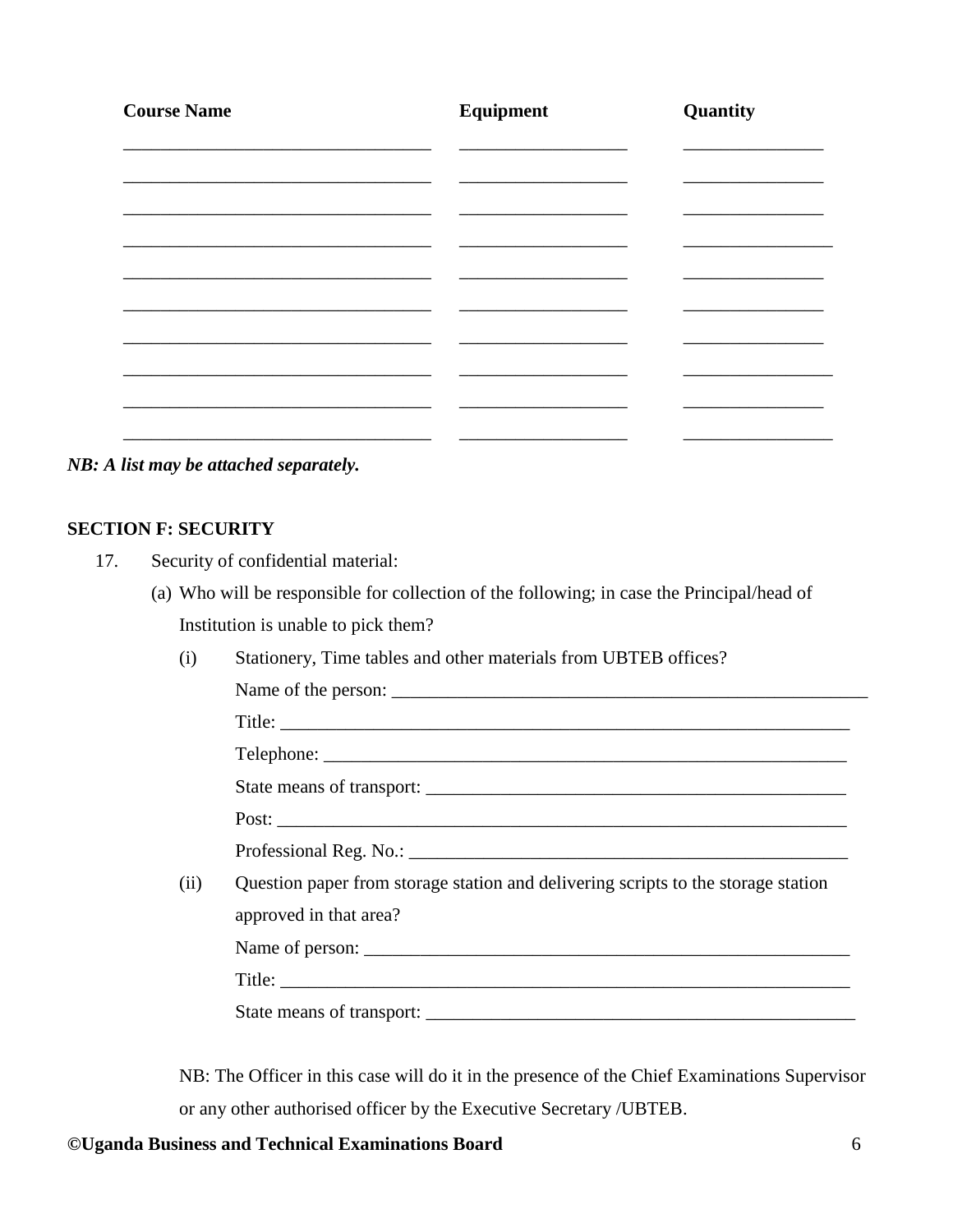| Course Name | Equipment | Quantity |
|---|---|---|
| _________________________________ | __________________ | _______________ |
| _________________________________ | __________________ | _______________ |
| _________________________________ | __________________ | _______________ |
| _________________________________ | __________________ | ________________ |
| _________________________________ | __________________ | _______________ |
| _________________________________ | __________________ | _______________ |
| _________________________________ | __________________ | _______________ |
| _________________________________ | __________________ | ________________ |
| _________________________________ | __________________ | _______________ |
| _________________________________ | __________________ | ________________ |

***NB: A list may be attached separately.***

**SECTION F: SECURITY**

17. Security of confidential material:

    (a) Who will be responsible for collection of the following; in case the Principal/head of Institution is unable to pick them?

    (i) Stationery, Time tables and other materials from UBTEB offices?

    Name of the person: ___________________________________________________

    Title: ______________________________________________________________

    Telephone: _________________________________________________________

    State means of transport: _____________________________________________

    Post: ______________________________________________________________

    Professional Reg. No.: _______________________________________________

    (ii) Question paper from storage station and delivering scripts to the storage station approved in that area?

    Name of person: _____________________________________________________

    Title: ______________________________________________________________

    State means of transport: _____________________________________________

    NB: The Officer in this case will do it in the presence of the Chief Examinations Supervisor or any other authorised officer by the Executive Secretary /UBTEB.

**©Uganda Business and Technical Examinations Board**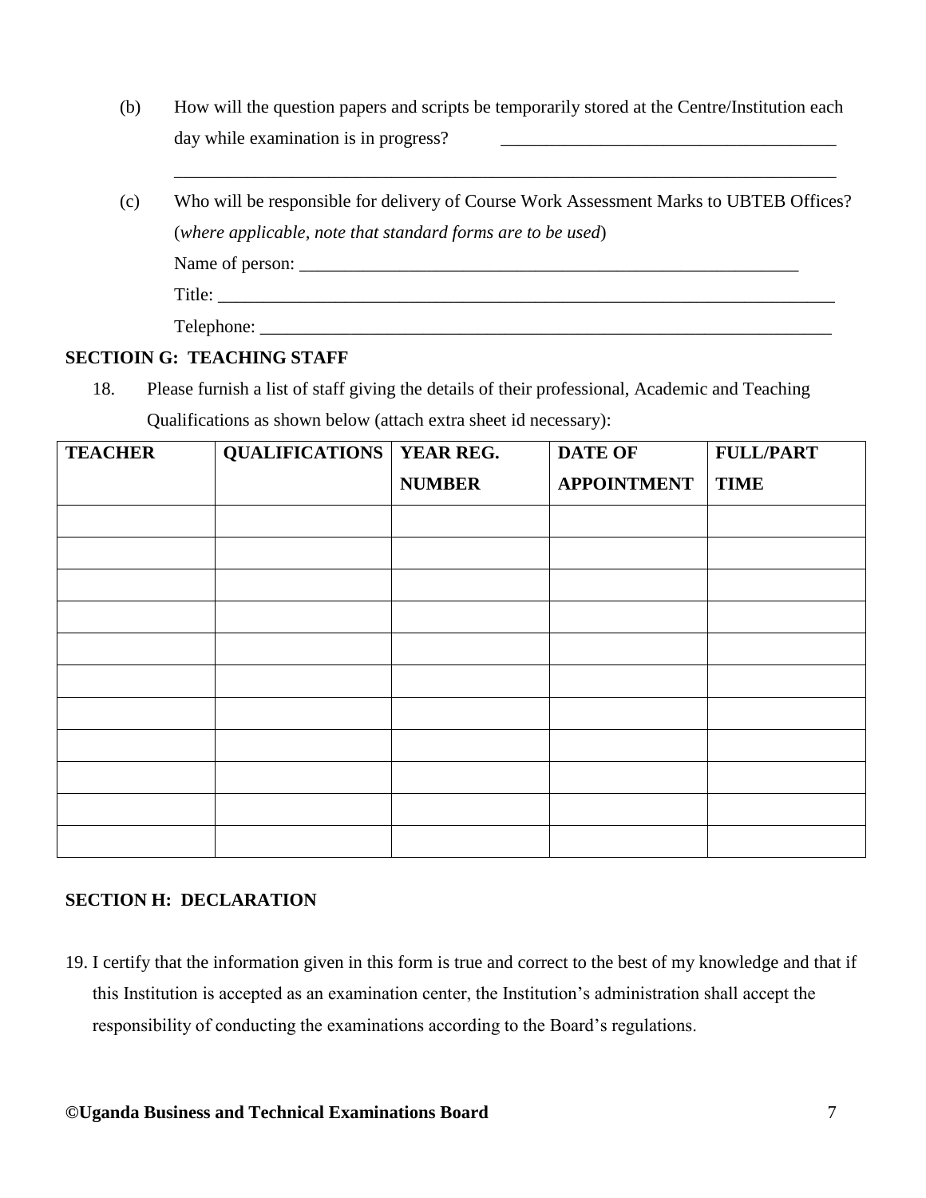(b) How will the question papers and scripts be temporarily stored at the Centre/Institution each day while examination is in progress? ______________________________________

_____________________________________________________________________________

(c) Who will be responsible for delivery of Course Work Assessment Marks to UBTEB Offices? (*where applicable, note that standard forms are to be used*)

Name of person: ___________________________________________________________

Title: ______________________________________________________________________

Telephone: _________________________________________________________________

**SECTIOIN G: TEACHING STAFF**

18. Please furnish a list of staff giving the details of their professional, Academic and Teaching Qualifications as shown below (attach extra sheet id necessary):

| TEACHER | QUALIFICATIONS | YEAR REG. NUMBER | DATE OF APPOINTMENT | FULL/PART TIME |
|---|---|---|---|---|
| | | | | |
| | | | | |
| | | | | |
| | | | | |
| | | | | |
| | | | | |
| | | | | |
| | | | | |
| | | | | |
| | | | | |
| | | | | |

**SECTION H: DECLARATION**

19. I certify that the information given in this form is true and correct to the best of my knowledge and that if this Institution is accepted as an examination center, the Institution's administration shall accept the responsibility of conducting the examinations according to the Board's regulations.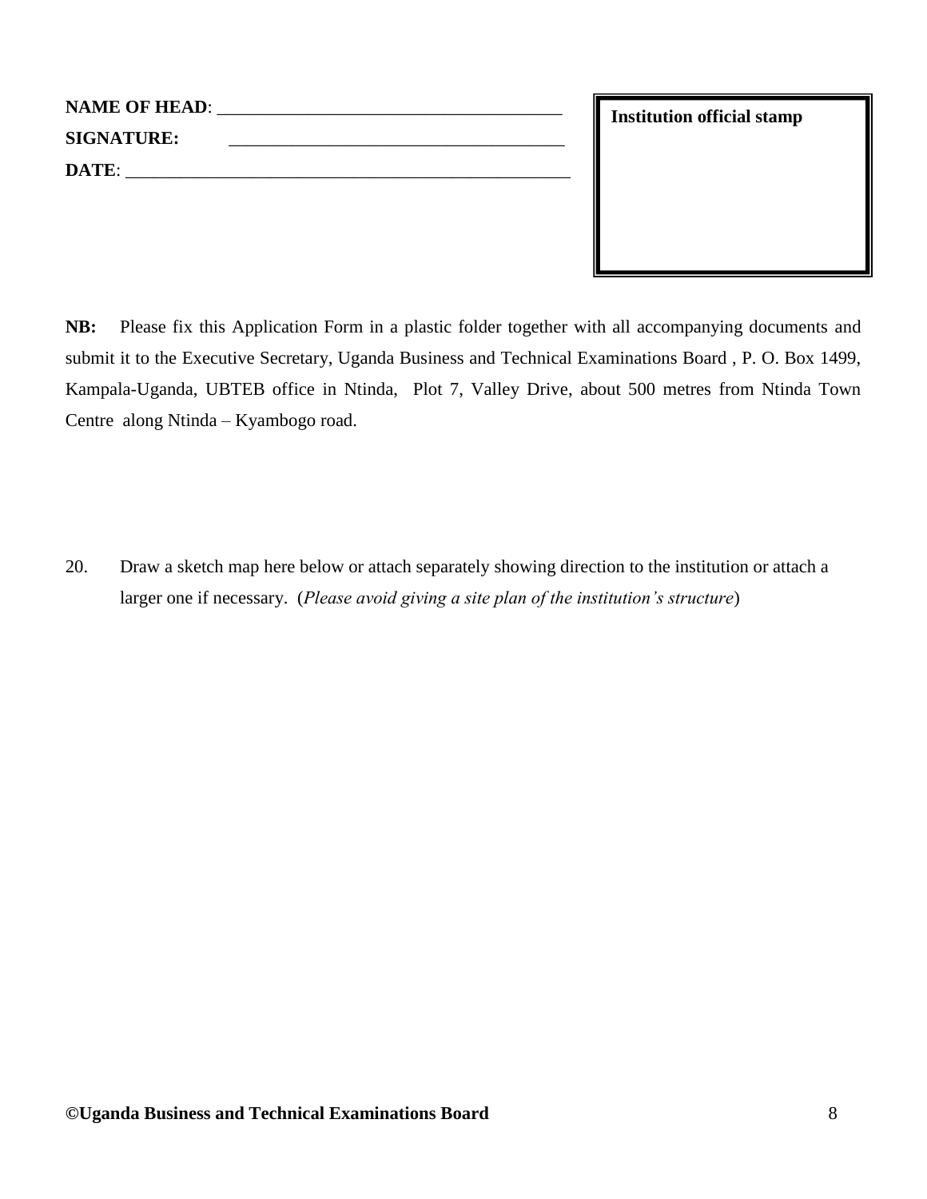**NAME OF HEAD**: ______________________________________

**SIGNATURE:** ______________________________________

**DATE**: __________________________________________________

| **Institution official stamp** |
| --- |
| |

**NB:** Please fix this Application Form in a plastic folder together with all accompanying documents and submit it to the Executive Secretary, Uganda Business and Technical Examinations Board , P. O. Box 1499, Kampala-Uganda, UBTEB office in Ntinda, Plot 7, Valley Drive, about 500 metres from Ntinda Town Centre along Ntinda – Kyambogo road.

20. Draw a sketch map here below or attach separately showing direction to the institution or attach a larger one if necessary. (*Please avoid giving a site plan of the institution's structure*)

**©Uganda Business and Technical Examinations Board**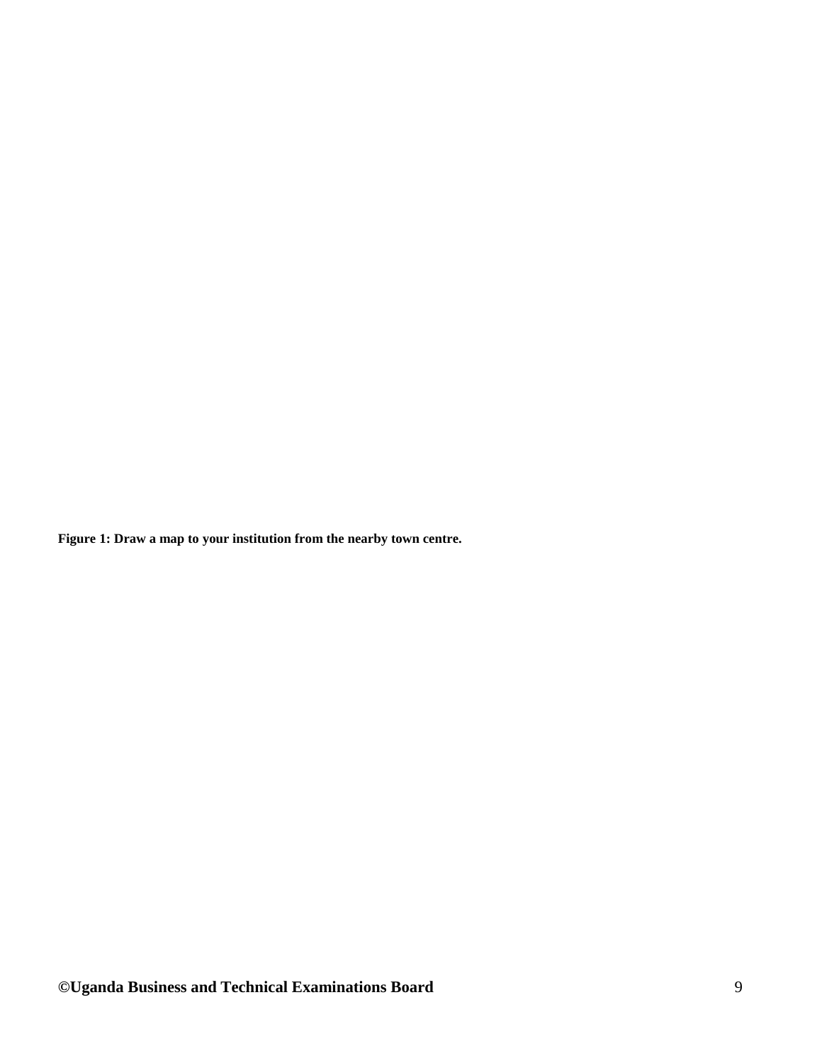**Figure 1: Draw a map to your institution from the nearby town centre.**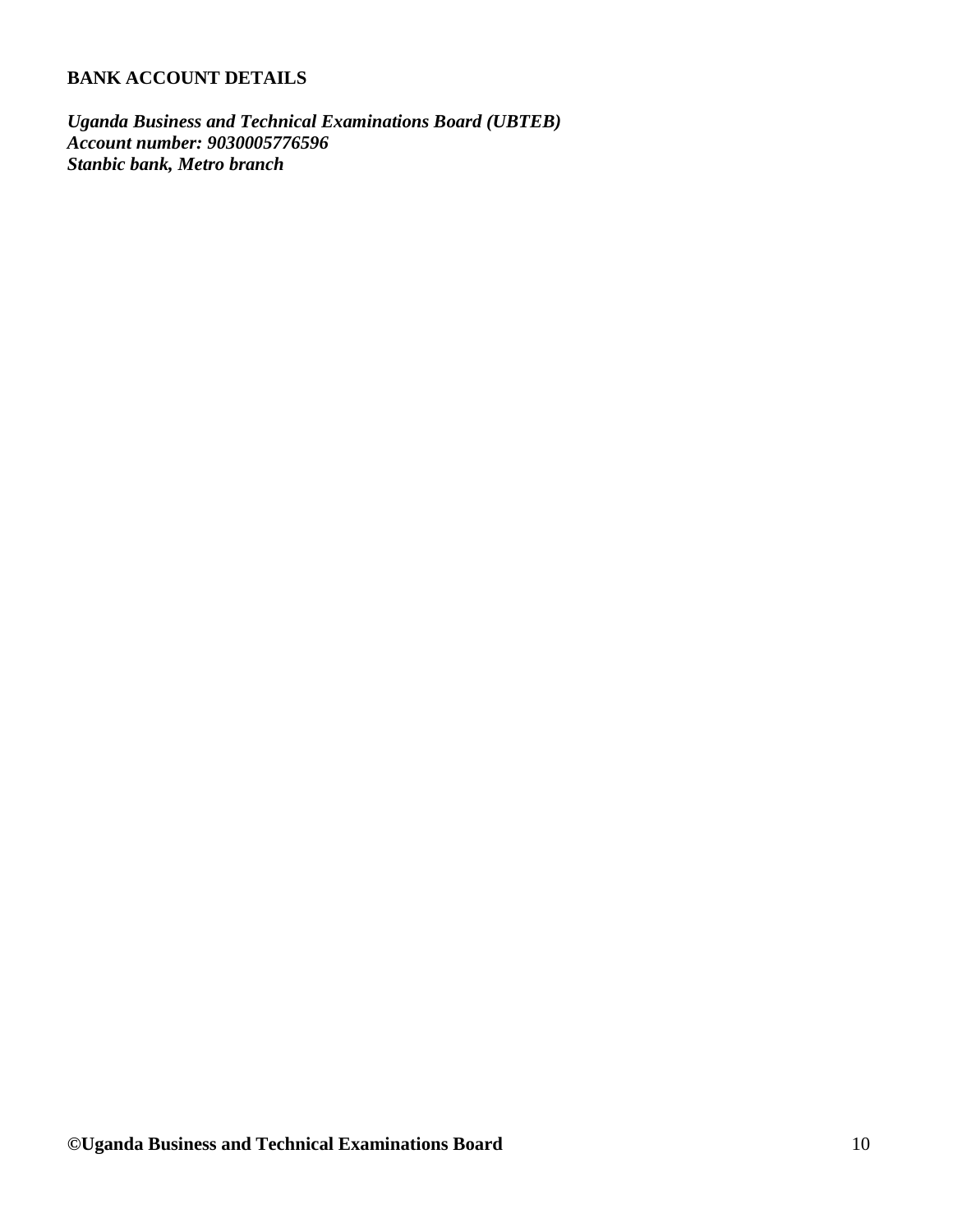**BANK ACCOUNT DETAILS**

***Uganda Business and Technical Examinations Board (UBTEB)***
***Account number: 9030005776596***
***Stanbic bank, Metro branch***